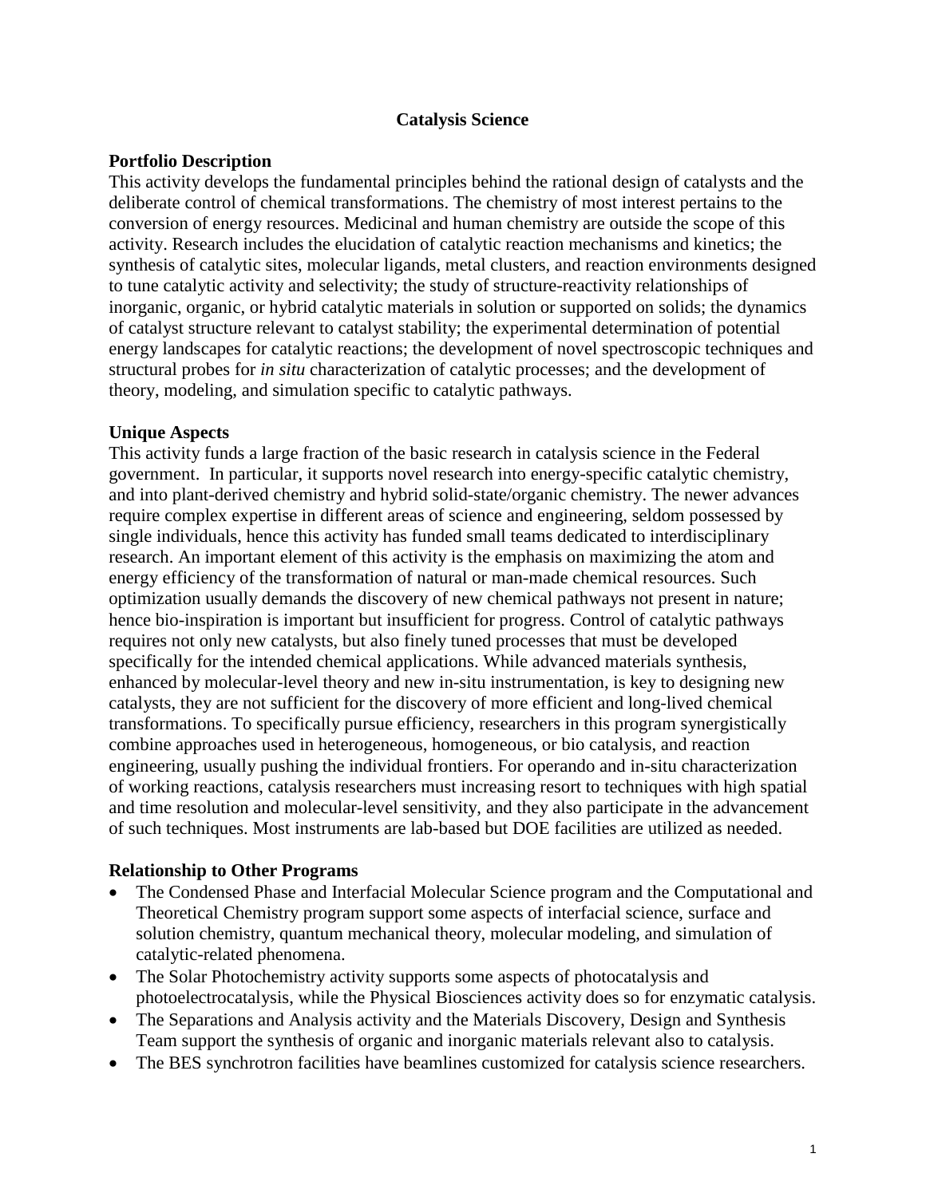# Catalysis Science

## Portfolio Description

This activity develops the fundamental principles behind the rational design of catalysts and the deliberate control of chemical transformations. The chemistry of most interest pertains to the conversion of energy resources. Medicinal and human chemistry are outside the scope of this activity. Research includes the elucidation of catalytic reaction mechanisms and kinetics; the synthesis of catalytic sites, molecular ligands, metal clusters, and reaction environments designed to tune catalytic activity and selectivity; the study of structure-reactivity relationships of inorganic, organic, or hybrid catalytic materials in solution or supported on solids; the dynamics of catalyst structure relevant to catalyst stability; the experimental determination of potential energy landscapes for catalytic reactions; the development of novel spectroscopic techniques and structural probes for *in situ* characterization of catalytic processes; and the development of theory, modeling, and simulation specific to catalytic pathways.

## Unique Aspects

This activity funds a large fraction of the basic research in catalysis science in the Federal government. In particular, it supports novel research into energy-specific catalytic chemistry, and into plant-derived chemistry and hybrid solid-state/organic chemistry. The newer advances require complex expertise in different areas of science and engineering, seldom possessed by single individuals, hence this activity has funded small teams dedicated to interdisciplinary research. An important element of this activity is the emphasis on maximizing the atom and energy efficiency of the transformation of natural or man-made chemical resources. Such optimization usually demands the discovery of new chemical pathways not present in nature; hence bio-inspiration is important but insufficient for progress. Control of catalytic pathways requires not only new catalysts, but also finely tuned processes that must be developed specifically for the intended chemical applications. While advanced materials synthesis, enhanced by molecular-level theory and new in-situ instrumentation, is key to designing new catalysts, they are not sufficient for the discovery of more efficient and long-lived chemical transformations. To specifically pursue efficiency, researchers in this program synergistically combine approaches used in heterogeneous, homogeneous, or bio catalysis, and reaction engineering, usually pushing the individual frontiers. For operando and in-situ characterization of working reactions, catalysis researchers must increasing resort to techniques with high spatial and time resolution and molecular-level sensitivity, and they also participate in the advancement of such techniques. Most instruments are lab-based but DOE facilities are utilized as needed.

## Relationship to Other Programs

- The Condensed Phase and Interfacial Molecular Science program and the Computational and Theoretical Chemistry program support some aspects of interfacial science, surface and solution chemistry, quantum mechanical theory, molecular modeling, and simulation of catalytic-related phenomena.
- The Solar Photochemistry activity supports some aspects of photocatalysis and photoelectrocatalysis, while the Physical Biosciences activity does so for enzymatic catalysis.
- The Separations and Analysis activity and the Materials Discovery, Design and Synthesis Team support the synthesis of organic and inorganic materials relevant also to catalysis.
- The BES synchrotron facilities have beamlines customized for catalysis science researchers.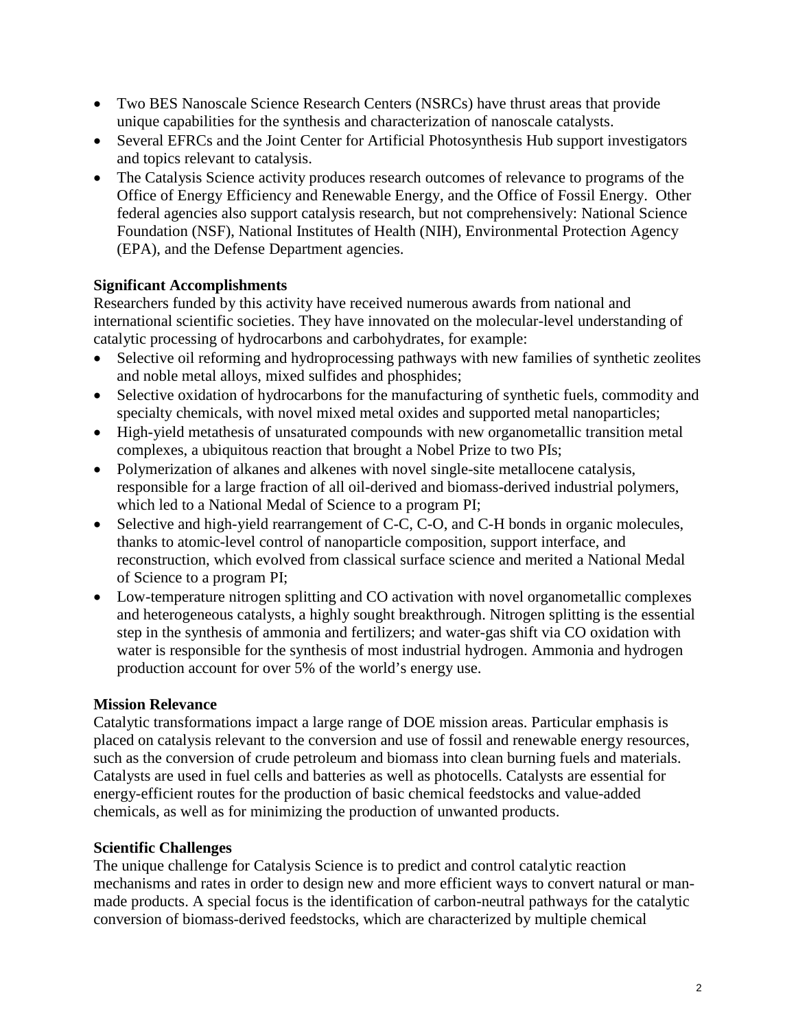- Two BES Nanoscale Science Research Centers (NSRCs) have thrust areas that provide unique capabilities for the synthesis and characterization of nanoscale catalysts.
- Several EFRCs and the Joint Center for Artificial Photosynthesis Hub support investigators and topics relevant to catalysis.
- The Catalysis Science activity produces research outcomes of relevance to programs of the Office of Energy Efficiency and Renewable Energy, and the Office of Fossil Energy. Other federal agencies also support catalysis research, but not comprehensively: National Science Foundation (NSF), National Institutes of Health (NIH), Environmental Protection Agency (EPA), and the Defense Department agencies.

**Significant Accomplishments**

Researchers funded by this activity have received numerous awards from national and international scientific societies. They have innovated on the molecular-level understanding of catalytic processing of hydrocarbons and carbohydrates, for example:

- Selective oil reforming and hydroprocessing pathways with new families of synthetic zeolites and noble metal alloys, mixed sulfides and phosphides;
- Selective oxidation of hydrocarbons for the manufacturing of synthetic fuels, commodity and specialty chemicals, with novel mixed metal oxides and supported metal nanoparticles;
- High-yield metathesis of unsaturated compounds with new organometallic transition metal complexes, a ubiquitous reaction that brought a Nobel Prize to two PIs;
- Polymerization of alkanes and alkenes with novel single-site metallocene catalysis, responsible for a large fraction of all oil-derived and biomass-derived industrial polymers, which led to a National Medal of Science to a program PI;
- Selective and high-yield rearrangement of C-C, C-O, and C-H bonds in organic molecules, thanks to atomic-level control of nanoparticle composition, support interface, and reconstruction, which evolved from classical surface science and merited a National Medal of Science to a program PI;
- Low-temperature nitrogen splitting and CO activation with novel organometallic complexes and heterogeneous catalysts, a highly sought breakthrough. Nitrogen splitting is the essential step in the synthesis of ammonia and fertilizers; and water-gas shift via CO oxidation with water is responsible for the synthesis of most industrial hydrogen. Ammonia and hydrogen production account for over 5% of the world's energy use.

**Mission Relevance**

Catalytic transformations impact a large range of DOE mission areas. Particular emphasis is placed on catalysis relevant to the conversion and use of fossil and renewable energy resources, such as the conversion of crude petroleum and biomass into clean burning fuels and materials. Catalysts are used in fuel cells and batteries as well as photocells. Catalysts are essential for energy-efficient routes for the production of basic chemical feedstocks and value-added chemicals, as well as for minimizing the production of unwanted products.

**Scientific Challenges**

The unique challenge for Catalysis Science is to predict and control catalytic reaction mechanisms and rates in order to design new and more efficient ways to convert natural or man-made products. A special focus is the identification of carbon-neutral pathways for the catalytic conversion of biomass-derived feedstocks, which are characterized by multiple chemical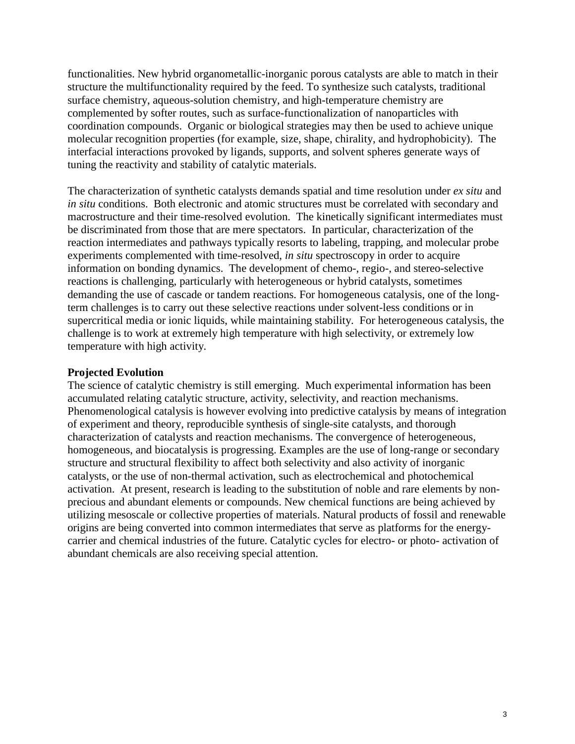functionalities. New hybrid organometallic-inorganic porous catalysts are able to match in their structure the multifunctionality required by the feed. To synthesize such catalysts, traditional surface chemistry, aqueous-solution chemistry, and high-temperature chemistry are complemented by softer routes, such as surface-functionalization of nanoparticles with coordination compounds. Organic or biological strategies may then be used to achieve unique molecular recognition properties (for example, size, shape, chirality, and hydrophobicity). The interfacial interactions provoked by ligands, supports, and solvent spheres generate ways of tuning the reactivity and stability of catalytic materials.

The characterization of synthetic catalysts demands spatial and time resolution under *ex situ* and *in situ* conditions. Both electronic and atomic structures must be correlated with secondary and macrostructure and their time-resolved evolution. The kinetically significant intermediates must be discriminated from those that are mere spectators. In particular, characterization of the reaction intermediates and pathways typically resorts to labeling, trapping, and molecular probe experiments complemented with time-resolved, *in situ* spectroscopy in order to acquire information on bonding dynamics. The development of chemo-, regio-, and stereo-selective reactions is challenging, particularly with heterogeneous or hybrid catalysts, sometimes demanding the use of cascade or tandem reactions. For homogeneous catalysis, one of the long-term challenges is to carry out these selective reactions under solvent-less conditions or in supercritical media or ionic liquids, while maintaining stability. For heterogeneous catalysis, the challenge is to work at extremely high temperature with high selectivity, or extremely low temperature with high activity.

**Projected Evolution**

The science of catalytic chemistry is still emerging. Much experimental information has been accumulated relating catalytic structure, activity, selectivity, and reaction mechanisms. Phenomenological catalysis is however evolving into predictive catalysis by means of integration of experiment and theory, reproducible synthesis of single-site catalysts, and thorough characterization of catalysts and reaction mechanisms. The convergence of heterogeneous, homogeneous, and biocatalysis is progressing. Examples are the use of long-range or secondary structure and structural flexibility to affect both selectivity and also activity of inorganic catalysts, or the use of non-thermal activation, such as electrochemical and photochemical activation. At present, research is leading to the substitution of noble and rare elements by non-precious and abundant elements or compounds. New chemical functions are being achieved by utilizing mesoscale or collective properties of materials. Natural products of fossil and renewable origins are being converted into common intermediates that serve as platforms for the energy-carrier and chemical industries of the future. Catalytic cycles for electro- or photo- activation of abundant chemicals are also receiving special attention.